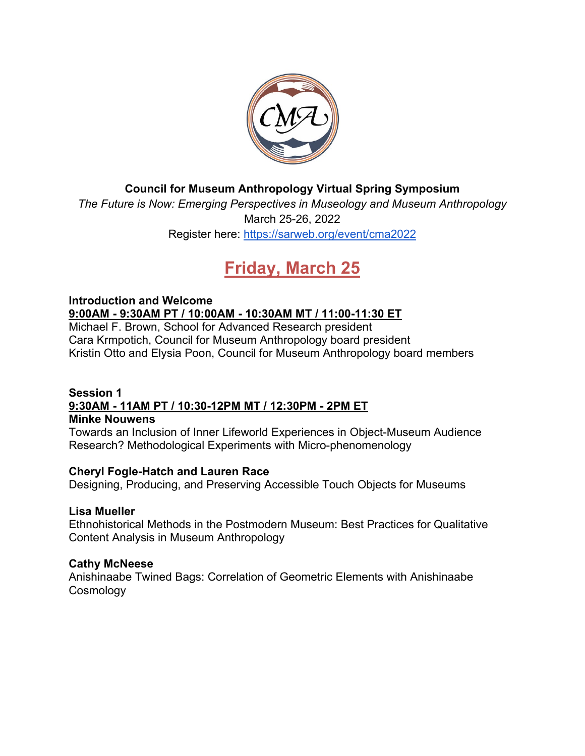**Council for Museum Anthropology Virtual Spring Symposium**

*The Future is Now: Emerging Perspectives in Museology and Museum Anthropology*

March 25-26, 2022

Register here: https://sarweb.org/event/cma2022

# Friday, March 25

**Introduction and Welcome**

**9:00AM - 9:30AM PT / 10:00AM - 10:30AM MT / 11:00-11:30 ET**

Michael F. Brown, School for Advanced Research president

Cara Krmpotich, Council for Museum Anthropology board president

Kristin Otto and Elysia Poon, Council for Museum Anthropology board members

**Session 1**

**9:30AM - 11AM PT / 10:30-12PM MT / 12:30PM - 2PM ET**

**Minke Nouwens**

Towards an Inclusion of Inner Lifeworld Experiences in Object-Museum Audience Research? Methodological Experiments with Micro-phenomenology

**Cheryl Fogle-Hatch and Lauren Race**

Designing, Producing, and Preserving Accessible Touch Objects for Museums

**Lisa Mueller**

Ethnohistorical Methods in the Postmodern Museum: Best Practices for Qualitative Content Analysis in Museum Anthropology

**Cathy McNeese**

Anishinaabe Twined Bags: Correlation of Geometric Elements with Anishinaabe Cosmology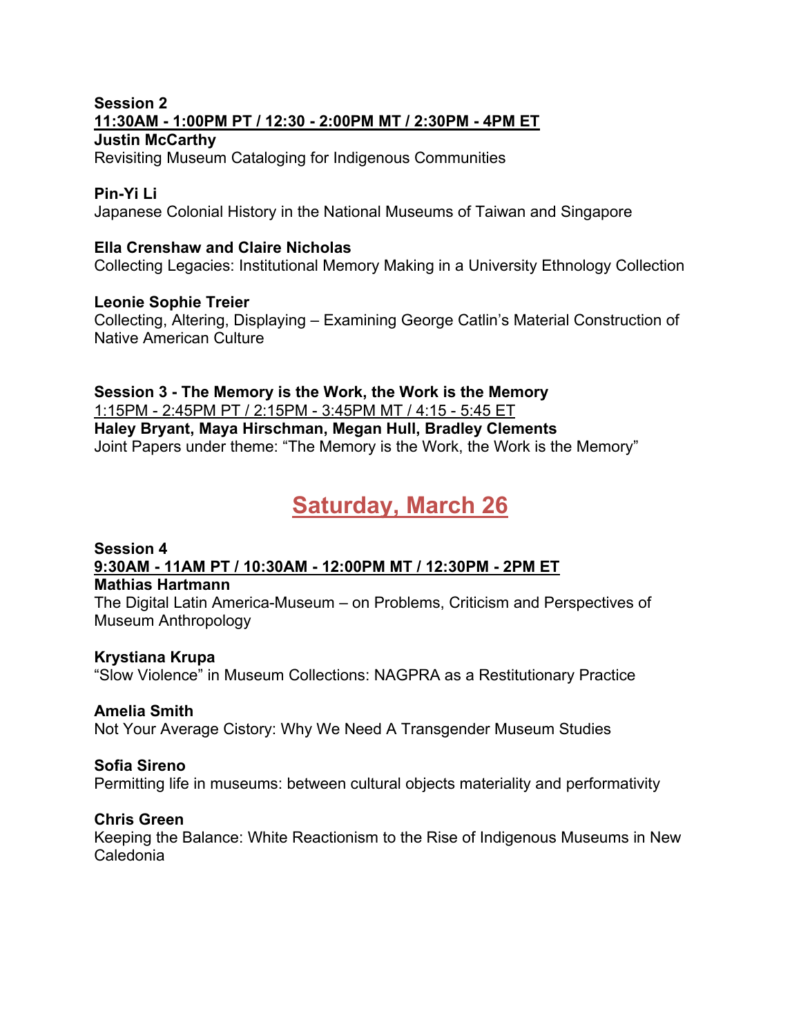**Session 2**
**11:30AM - 1:00PM PT / 12:30 - 2:00PM MT / 2:30PM - 4PM ET**
**Justin McCarthy**
Revisiting Museum Cataloging for Indigenous Communities

**Pin-Yi Li**
Japanese Colonial History in the National Museums of Taiwan and Singapore

**Ella Crenshaw and Claire Nicholas**
Collecting Legacies: Institutional Memory Making in a University Ethnology Collection

**Leonie Sophie Treier**
Collecting, Altering, Displaying – Examining George Catlin's Material Construction of Native American Culture

**Session 3 - The Memory is the Work, the Work is the Memory**
1:15PM - 2:45PM PT / 2:15PM - 3:45PM MT / 4:15 - 5:45 ET
**Haley Bryant, Maya Hirschman, Megan Hull, Bradley Clements**
Joint Papers under theme: "The Memory is the Work, the Work is the Memory"

## Saturday, March 26

**Session 4**
**9:30AM - 11AM PT / 10:30AM - 12:00PM MT / 12:30PM - 2PM ET**
**Mathias Hartmann**
The Digital Latin America-Museum – on Problems, Criticism and Perspectives of Museum Anthropology

**Krystiana Krupa**
"Slow Violence" in Museum Collections: NAGPRA as a Restitutionary Practice

**Amelia Smith**
Not Your Average Cistory: Why We Need A Transgender Museum Studies

**Sofia Sireno**
Permitting life in museums: between cultural objects materiality and performativity

**Chris Green**
Keeping the Balance: White Reactionism to the Rise of Indigenous Museums in New Caledonia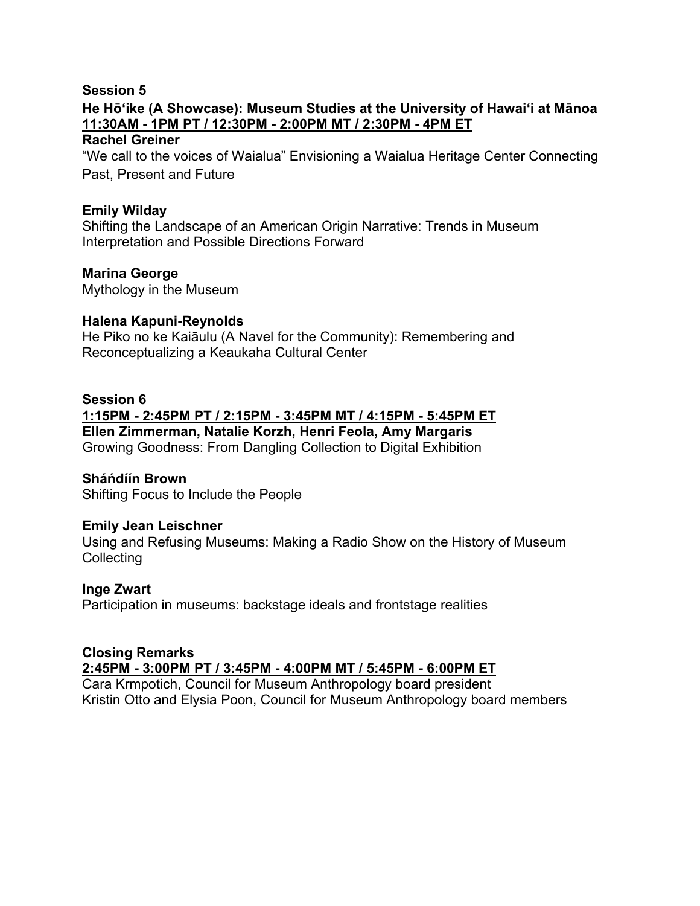**Session 5**

**He Hōʻike (A Showcase): Museum Studies at the University of Hawaiʻi at Mānoa**

**11:30AM - 1PM PT / 12:30PM - 2:00PM MT / 2:30PM - 4PM ET**

**Rachel Greiner**

"We call to the voices of Waialua" Envisioning a Waialua Heritage Center Connecting Past, Present and Future

**Emily Wilday**

Shifting the Landscape of an American Origin Narrative: Trends in Museum Interpretation and Possible Directions Forward

**Marina George**

Mythology in the Museum

**Halena Kapuni-Reynolds**

He Piko no ke Kaiāulu (A Navel for the Community): Remembering and Reconceptualizing a Keaukaha Cultural Center

**Session 6**

**1:15PM - 2:45PM PT / 2:15PM - 3:45PM MT / 4:15PM - 5:45PM ET**

**Ellen Zimmerman, Natalie Korzh, Henri Feola, Amy Margaris**

Growing Goodness: From Dangling Collection to Digital Exhibition

**Sháńdíín Brown**

Shifting Focus to Include the People

**Emily Jean Leischner**

Using and Refusing Museums: Making a Radio Show on the History of Museum Collecting

**Inge Zwart**

Participation in museums: backstage ideals and frontstage realities

**Closing Remarks**

**2:45PM - 3:00PM PT / 3:45PM - 4:00PM MT / 5:45PM - 6:00PM ET**

Cara Krmpotich, Council for Museum Anthropology board president

Kristin Otto and Elysia Poon, Council for Museum Anthropology board members